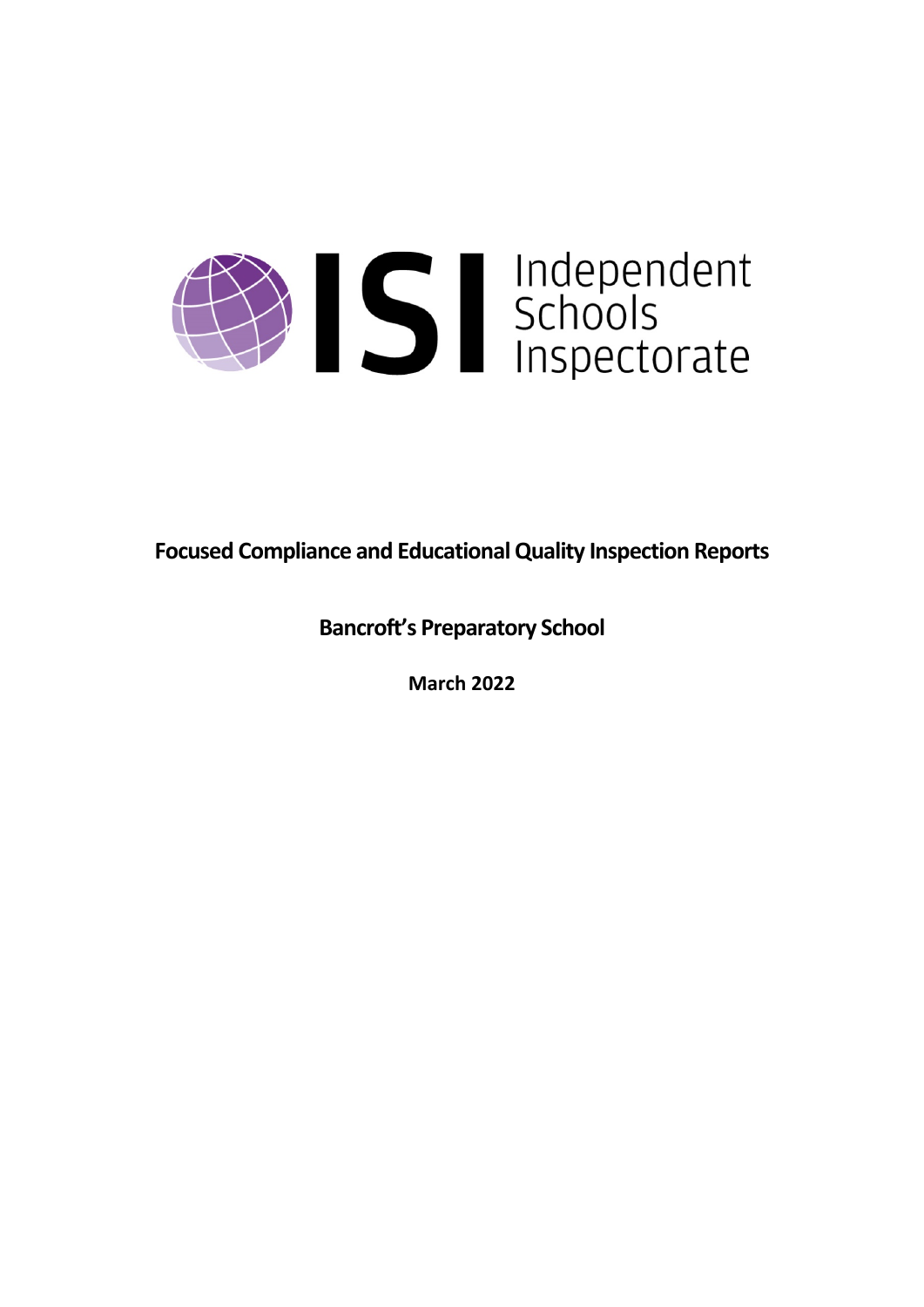Independent Schools Inspectorate

# Focused Compliance and Educational Quality Inspection Reports

## Bancroft's Preparatory School

**March 2022**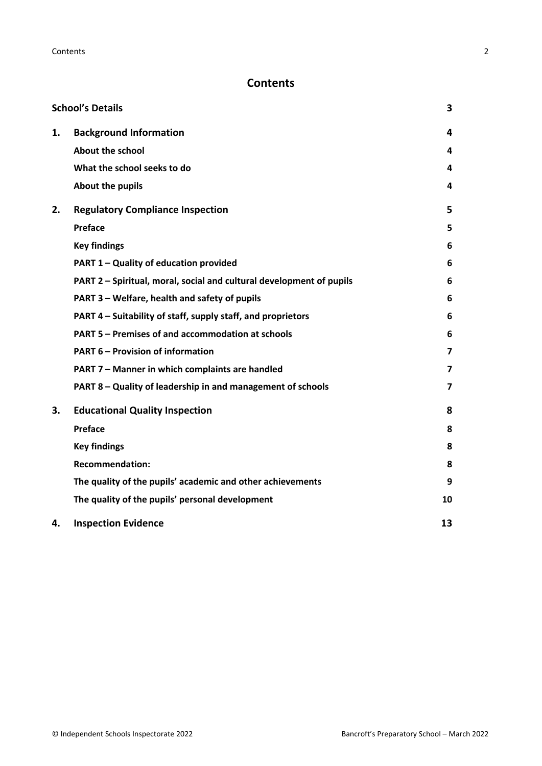# Contents

| | | |
|---|---|---|
| **School's Details** | | **3** |
| **1.** | **Background Information** | **4** |
| | **About the school** | **4** |
| | **What the school seeks to do** | **4** |
| | **About the pupils** | **4** |
| **2.** | **Regulatory Compliance Inspection** | **5** |
| | **Preface** | **5** |
| | **Key findings** | **6** |
| | **PART 1 – Quality of education provided** | **6** |
| | **PART 2 – Spiritual, moral, social and cultural development of pupils** | **6** |
| | **PART 3 – Welfare, health and safety of pupils** | **6** |
| | **PART 4 – Suitability of staff, supply staff, and proprietors** | **6** |
| | **PART 5 – Premises of and accommodation at schools** | **6** |
| | **PART 6 – Provision of information** | **7** |
| | **PART 7 – Manner in which complaints are handled** | **7** |
| | **PART 8 – Quality of leadership in and management of schools** | **7** |
| **3.** | **Educational Quality Inspection** | **8** |
| | **Preface** | **8** |
| | **Key findings** | **8** |
| | **Recommendation:** | **8** |
| | **The quality of the pupils' academic and other achievements** | **9** |
| | **The quality of the pupils' personal development** | **10** |
| **4.** | **Inspection Evidence** | **13** |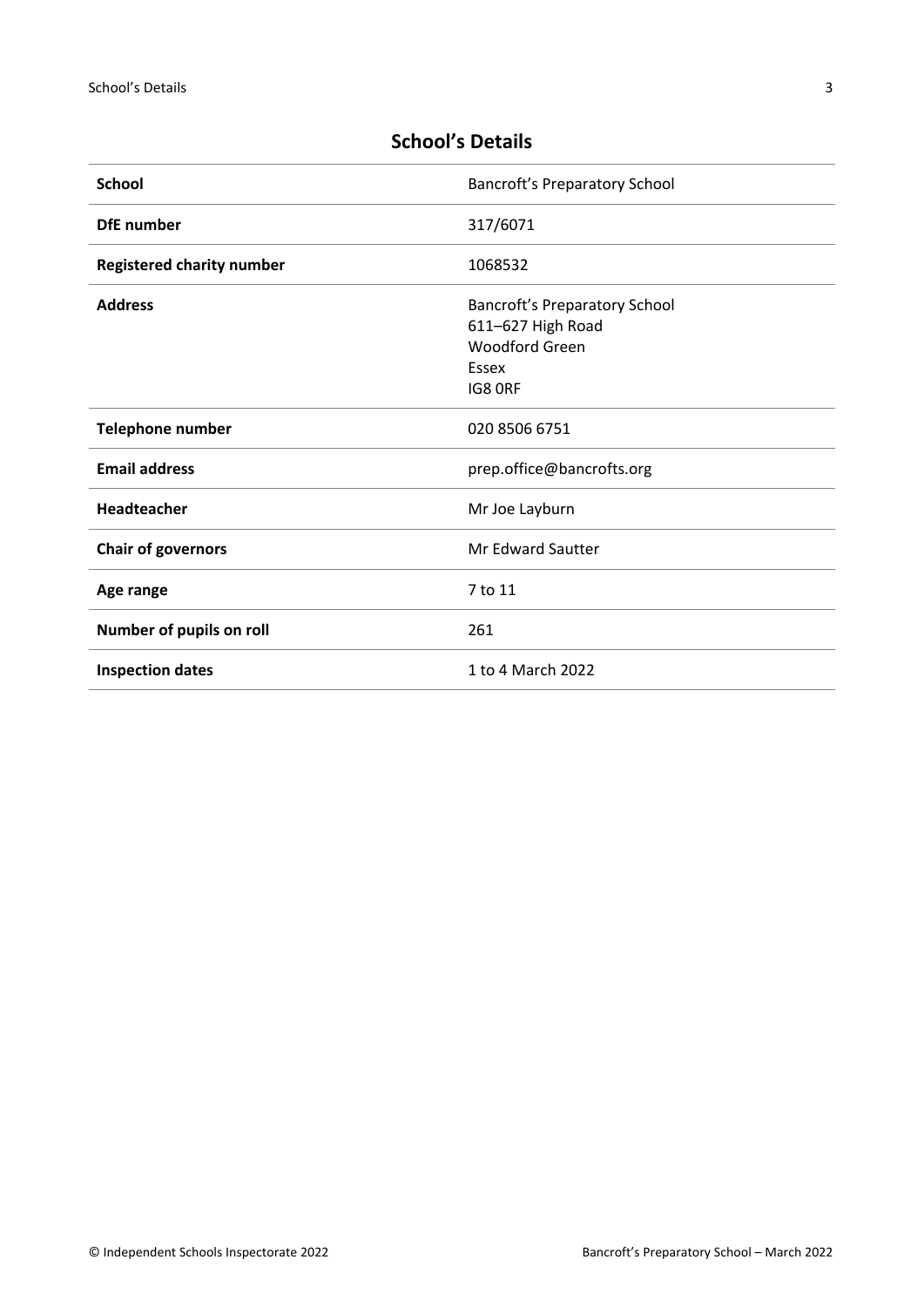## School's Details

| | |
|---|---|
| **School** | Bancroft's Preparatory School |
| **DfE number** | 317/6071 |
| **Registered charity number** | 1068532 |
| **Address** | Bancroft's Preparatory School<br>611–627 High Road<br>Woodford Green<br>Essex<br>IG8 0RF |
| **Telephone number** | 020 8506 6751 |
| **Email address** | prep.office@bancrofts.org |
| **Headteacher** | Mr Joe Layburn |
| **Chair of governors** | Mr Edward Sautter |
| **Age range** | 7 to 11 |
| **Number of pupils on roll** | 261 |
| **Inspection dates** | 1 to 4 March 2022 |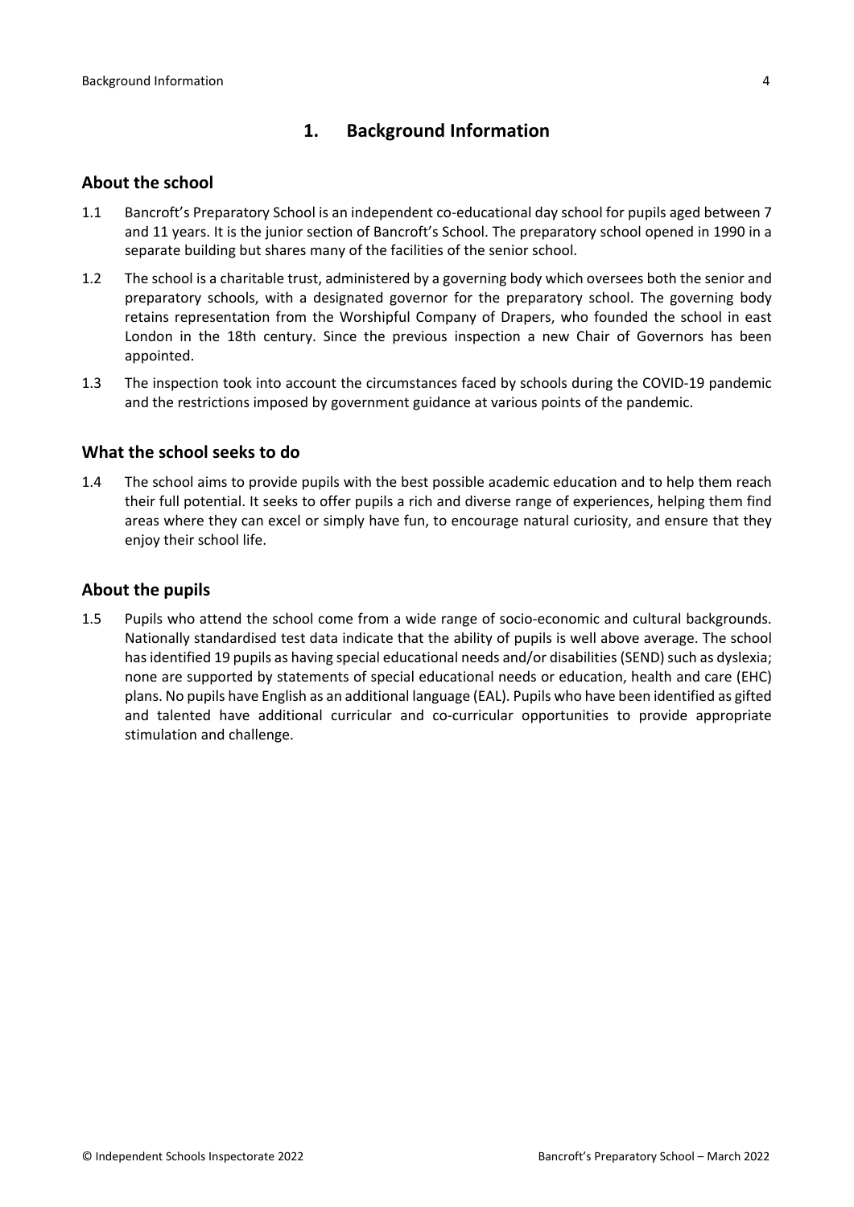## 1. Background Information

### About the school

1.1 Bancroft's Preparatory School is an independent co-educational day school for pupils aged between 7 and 11 years. It is the junior section of Bancroft's School. The preparatory school opened in 1990 in a separate building but shares many of the facilities of the senior school.

1.2 The school is a charitable trust, administered by a governing body which oversees both the senior and preparatory schools, with a designated governor for the preparatory school. The governing body retains representation from the Worshipful Company of Drapers, who founded the school in east London in the 18th century. Since the previous inspection a new Chair of Governors has been appointed.

1.3 The inspection took into account the circumstances faced by schools during the COVID-19 pandemic and the restrictions imposed by government guidance at various points of the pandemic.

### What the school seeks to do

1.4 The school aims to provide pupils with the best possible academic education and to help them reach their full potential. It seeks to offer pupils a rich and diverse range of experiences, helping them find areas where they can excel or simply have fun, to encourage natural curiosity, and ensure that they enjoy their school life.

### About the pupils

1.5 Pupils who attend the school come from a wide range of socio-economic and cultural backgrounds. Nationally standardised test data indicate that the ability of pupils is well above average. The school has identified 19 pupils as having special educational needs and/or disabilities (SEND) such as dyslexia; none are supported by statements of special educational needs or education, health and care (EHC) plans. No pupils have English as an additional language (EAL). Pupils who have been identified as gifted and talented have additional curricular and co-curricular opportunities to provide appropriate stimulation and challenge.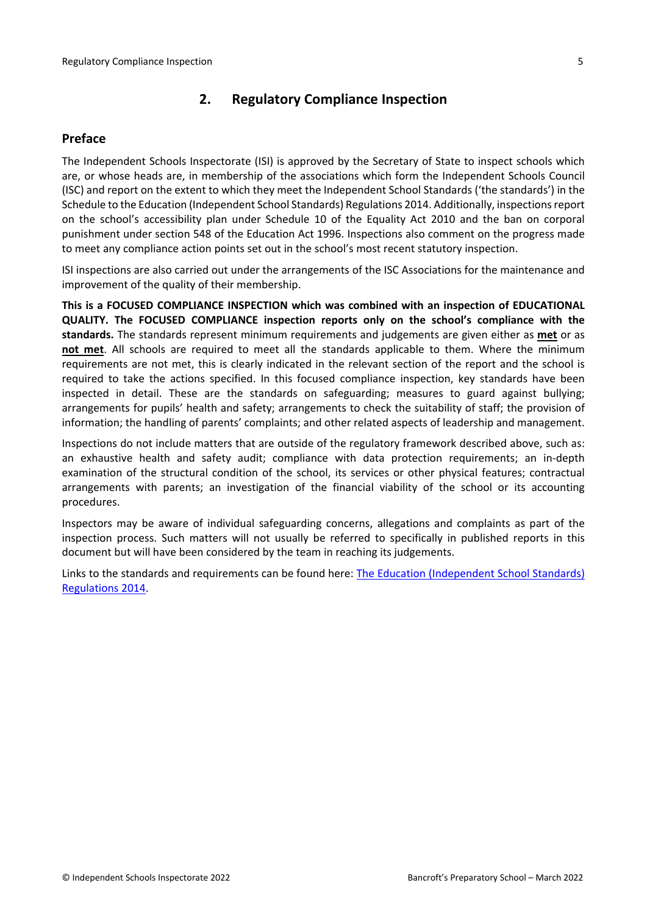## 2. Regulatory Compliance Inspection

### Preface

The Independent Schools Inspectorate (ISI) is approved by the Secretary of State to inspect schools which are, or whose heads are, in membership of the associations which form the Independent Schools Council (ISC) and report on the extent to which they meet the Independent School Standards ('the standards') in the Schedule to the Education (Independent School Standards) Regulations 2014. Additionally, inspections report on the school's accessibility plan under Schedule 10 of the Equality Act 2010 and the ban on corporal punishment under section 548 of the Education Act 1996. Inspections also comment on the progress made to meet any compliance action points set out in the school's most recent statutory inspection.

ISI inspections are also carried out under the arrangements of the ISC Associations for the maintenance and improvement of the quality of their membership.

**This is a FOCUSED COMPLIANCE INSPECTION which was combined with an inspection of EDUCATIONAL QUALITY. The FOCUSED COMPLIANCE inspection reports only on the school's compliance with the standards.** The standards represent minimum requirements and judgements are given either as **met** or as **not met**. All schools are required to meet all the standards applicable to them. Where the minimum requirements are not met, this is clearly indicated in the relevant section of the report and the school is required to take the actions specified. In this focused compliance inspection, key standards have been inspected in detail. These are the standards on safeguarding; measures to guard against bullying; arrangements for pupils' health and safety; arrangements to check the suitability of staff; the provision of information; the handling of parents' complaints; and other related aspects of leadership and management.

Inspections do not include matters that are outside of the regulatory framework described above, such as: an exhaustive health and safety audit; compliance with data protection requirements; an in-depth examination of the structural condition of the school, its services or other physical features; contractual arrangements with parents; an investigation of the financial viability of the school or its accounting procedures.

Inspectors may be aware of individual safeguarding concerns, allegations and complaints as part of the inspection process. Such matters will not usually be referred to specifically in published reports in this document but will have been considered by the team in reaching its judgements.

Links to the standards and requirements can be found here: [The Education (Independent School Standards) Regulations 2014](The Education (Independent School Standards) Regulations 2014).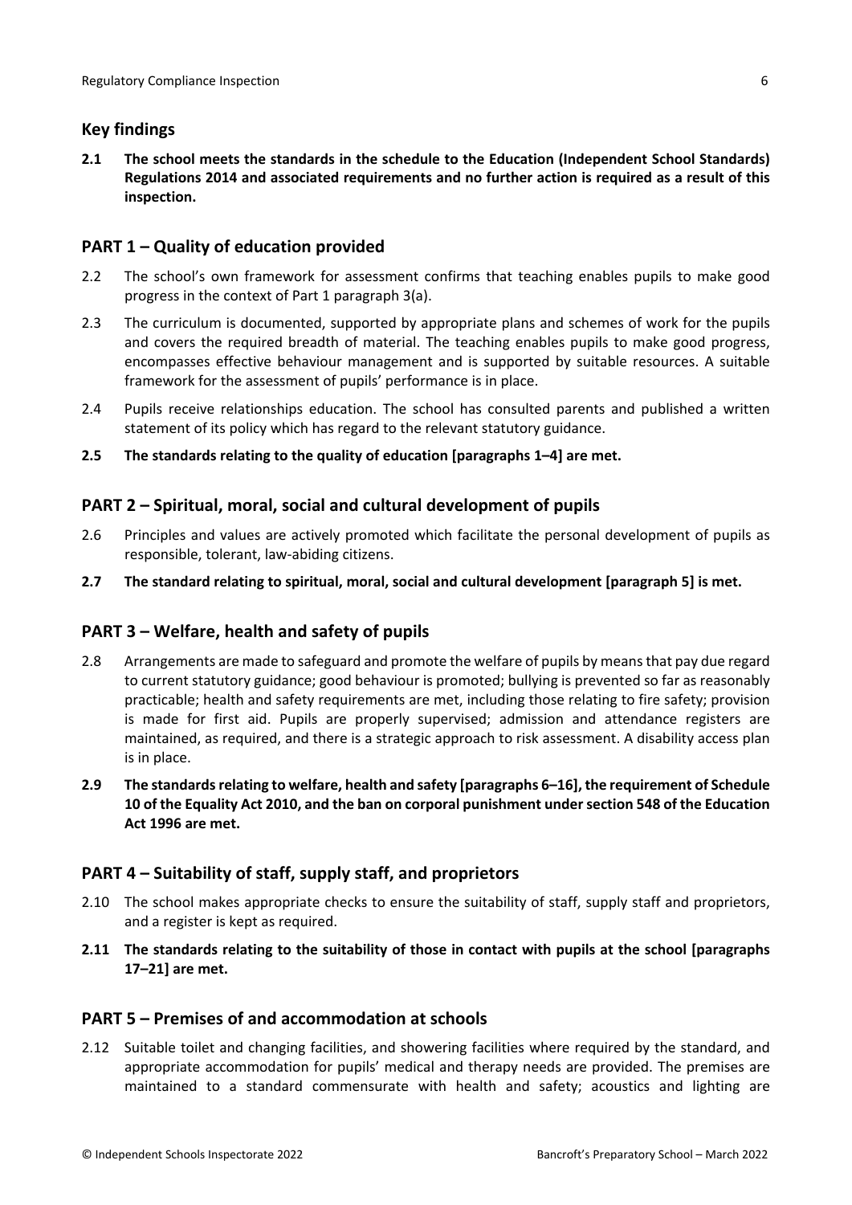## Key findings

**2.1 The school meets the standards in the schedule to the Education (Independent School Standards) Regulations 2014 and associated requirements and no further action is required as a result of this inspection.**

## PART 1 – Quality of education provided

2.2 The school's own framework for assessment confirms that teaching enables pupils to make good progress in the context of Part 1 paragraph 3(a).

2.3 The curriculum is documented, supported by appropriate plans and schemes of work for the pupils and covers the required breadth of material. The teaching enables pupils to make good progress, encompasses effective behaviour management and is supported by suitable resources. A suitable framework for the assessment of pupils' performance is in place.

2.4 Pupils receive relationships education. The school has consulted parents and published a written statement of its policy which has regard to the relevant statutory guidance.

**2.5 The standards relating to the quality of education [paragraphs 1–4] are met.**

## PART 2 – Spiritual, moral, social and cultural development of pupils

2.6 Principles and values are actively promoted which facilitate the personal development of pupils as responsible, tolerant, law-abiding citizens.

**2.7 The standard relating to spiritual, moral, social and cultural development [paragraph 5] is met.**

## PART 3 – Welfare, health and safety of pupils

2.8 Arrangements are made to safeguard and promote the welfare of pupils by means that pay due regard to current statutory guidance; good behaviour is promoted; bullying is prevented so far as reasonably practicable; health and safety requirements are met, including those relating to fire safety; provision is made for first aid. Pupils are properly supervised; admission and attendance registers are maintained, as required, and there is a strategic approach to risk assessment. A disability access plan is in place.

**2.9 The standards relating to welfare, health and safety [paragraphs 6–16], the requirement of Schedule 10 of the Equality Act 2010, and the ban on corporal punishment under section 548 of the Education Act 1996 are met.**

## PART 4 – Suitability of staff, supply staff, and proprietors

2.10 The school makes appropriate checks to ensure the suitability of staff, supply staff and proprietors, and a register is kept as required.

**2.11 The standards relating to the suitability of those in contact with pupils at the school [paragraphs 17–21] are met.**

## PART 5 – Premises of and accommodation at schools

2.12 Suitable toilet and changing facilities, and showering facilities where required by the standard, and appropriate accommodation for pupils' medical and therapy needs are provided. The premises are maintained to a standard commensurate with health and safety; acoustics and lighting are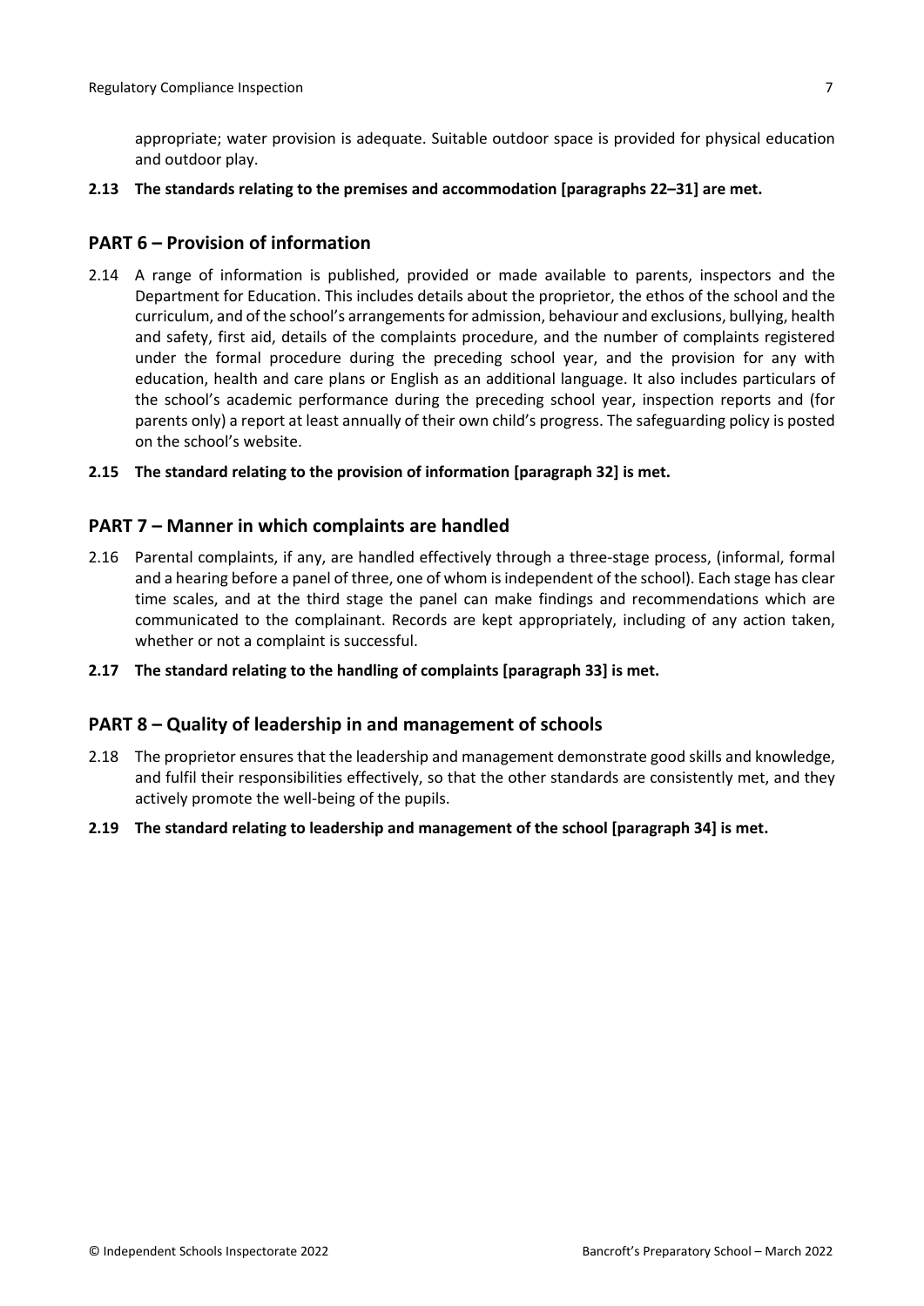appropriate; water provision is adequate. Suitable outdoor space is provided for physical education and outdoor play.

**2.13 The standards relating to the premises and accommodation [paragraphs 22–31] are met.**

## PART 6 – Provision of information

2.14 A range of information is published, provided or made available to parents, inspectors and the Department for Education. This includes details about the proprietor, the ethos of the school and the curriculum, and of the school's arrangements for admission, behaviour and exclusions, bullying, health and safety, first aid, details of the complaints procedure, and the number of complaints registered under the formal procedure during the preceding school year, and the provision for any with education, health and care plans or English as an additional language. It also includes particulars of the school's academic performance during the preceding school year, inspection reports and (for parents only) a report at least annually of their own child's progress. The safeguarding policy is posted on the school's website.

**2.15 The standard relating to the provision of information [paragraph 32] is met.**

## PART 7 – Manner in which complaints are handled

2.16 Parental complaints, if any, are handled effectively through a three-stage process, (informal, formal and a hearing before a panel of three, one of whom is independent of the school). Each stage has clear time scales, and at the third stage the panel can make findings and recommendations which are communicated to the complainant. Records are kept appropriately, including of any action taken, whether or not a complaint is successful.

**2.17 The standard relating to the handling of complaints [paragraph 33] is met.**

## PART 8 – Quality of leadership in and management of schools

2.18 The proprietor ensures that the leadership and management demonstrate good skills and knowledge, and fulfil their responsibilities effectively, so that the other standards are consistently met, and they actively promote the well-being of the pupils.

**2.19 The standard relating to leadership and management of the school [paragraph 34] is met.**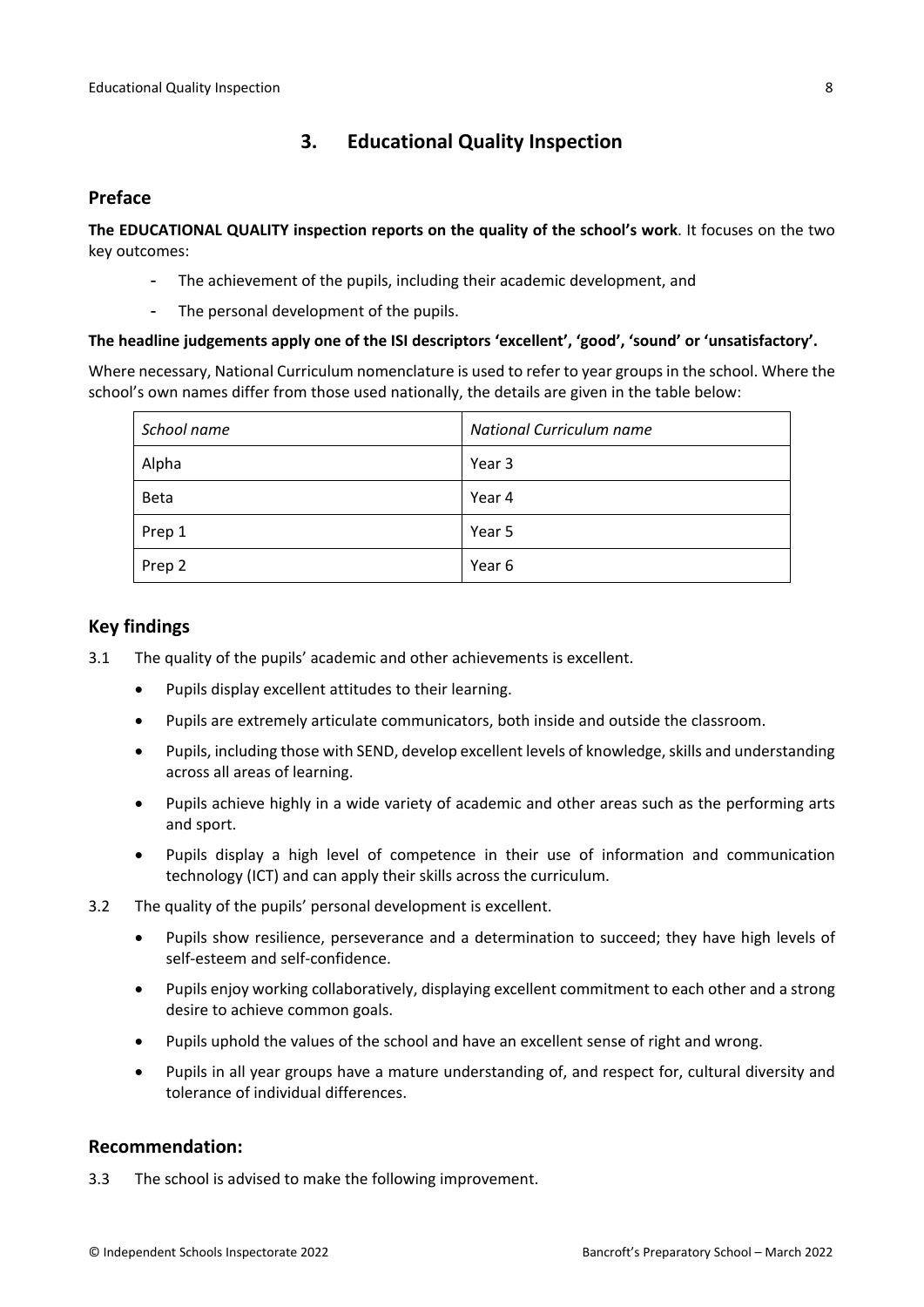## 3. Educational Quality Inspection

### Preface

**The EDUCATIONAL QUALITY inspection reports on the quality of the school's work**. It focuses on the two key outcomes:

- The achievement of the pupils, including their academic development, and
- The personal development of the pupils.

**The headline judgements apply one of the ISI descriptors 'excellent', 'good', 'sound' or 'unsatisfactory'.**

Where necessary, National Curriculum nomenclature is used to refer to year groups in the school. Where the school's own names differ from those used nationally, the details are given in the table below:

| *School name* | *National Curriculum name* |
|---|---|
| Alpha | Year 3 |
| Beta | Year 4 |
| Prep 1 | Year 5 |
| Prep 2 | Year 6 |

### Key findings

3.1 The quality of the pupils' academic and other achievements is excellent.

- Pupils display excellent attitudes to their learning.
- Pupils are extremely articulate communicators, both inside and outside the classroom.
- Pupils, including those with SEND, develop excellent levels of knowledge, skills and understanding across all areas of learning.
- Pupils achieve highly in a wide variety of academic and other areas such as the performing arts and sport.
- Pupils display a high level of competence in their use of information and communication technology (ICT) and can apply their skills across the curriculum.

3.2 The quality of the pupils' personal development is excellent.

- Pupils show resilience, perseverance and a determination to succeed; they have high levels of self-esteem and self-confidence.
- Pupils enjoy working collaboratively, displaying excellent commitment to each other and a strong desire to achieve common goals.
- Pupils uphold the values of the school and have an excellent sense of right and wrong.
- Pupils in all year groups have a mature understanding of, and respect for, cultural diversity and tolerance of individual differences.

### Recommendation:

3.3 The school is advised to make the following improvement.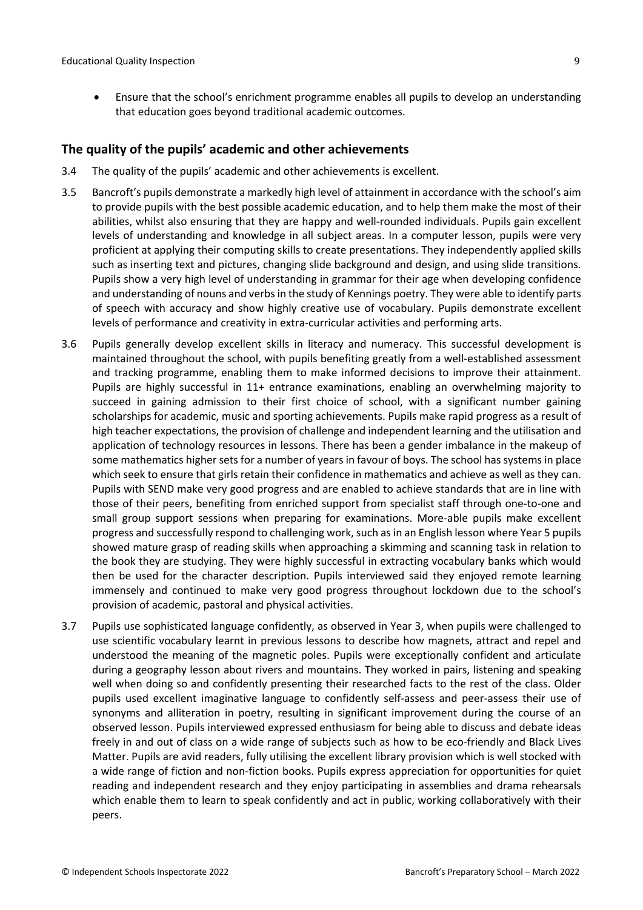- Ensure that the school's enrichment programme enables all pupils to develop an understanding that education goes beyond traditional academic outcomes.

## The quality of the pupils' academic and other achievements

3.4 The quality of the pupils' academic and other achievements is excellent.

3.5 Bancroft's pupils demonstrate a markedly high level of attainment in accordance with the school's aim to provide pupils with the best possible academic education, and to help them make the most of their abilities, whilst also ensuring that they are happy and well-rounded individuals. Pupils gain excellent levels of understanding and knowledge in all subject areas. In a computer lesson, pupils were very proficient at applying their computing skills to create presentations. They independently applied skills such as inserting text and pictures, changing slide background and design, and using slide transitions. Pupils show a very high level of understanding in grammar for their age when developing confidence and understanding of nouns and verbs in the study of Kennings poetry. They were able to identify parts of speech with accuracy and show highly creative use of vocabulary. Pupils demonstrate excellent levels of performance and creativity in extra-curricular activities and performing arts.

3.6 Pupils generally develop excellent skills in literacy and numeracy. This successful development is maintained throughout the school, with pupils benefiting greatly from a well-established assessment and tracking programme, enabling them to make informed decisions to improve their attainment. Pupils are highly successful in 11+ entrance examinations, enabling an overwhelming majority to succeed in gaining admission to their first choice of school, with a significant number gaining scholarships for academic, music and sporting achievements. Pupils make rapid progress as a result of high teacher expectations, the provision of challenge and independent learning and the utilisation and application of technology resources in lessons. There has been a gender imbalance in the makeup of some mathematics higher sets for a number of years in favour of boys. The school has systems in place which seek to ensure that girls retain their confidence in mathematics and achieve as well as they can. Pupils with SEND make very good progress and are enabled to achieve standards that are in line with those of their peers, benefiting from enriched support from specialist staff through one-to-one and small group support sessions when preparing for examinations. More-able pupils make excellent progress and successfully respond to challenging work, such as in an English lesson where Year 5 pupils showed mature grasp of reading skills when approaching a skimming and scanning task in relation to the book they are studying. They were highly successful in extracting vocabulary banks which would then be used for the character description. Pupils interviewed said they enjoyed remote learning immensely and continued to make very good progress throughout lockdown due to the school's provision of academic, pastoral and physical activities.

3.7 Pupils use sophisticated language confidently, as observed in Year 3, when pupils were challenged to use scientific vocabulary learnt in previous lessons to describe how magnets, attract and repel and understood the meaning of the magnetic poles. Pupils were exceptionally confident and articulate during a geography lesson about rivers and mountains. They worked in pairs, listening and speaking well when doing so and confidently presenting their researched facts to the rest of the class. Older pupils used excellent imaginative language to confidently self-assess and peer-assess their use of synonyms and alliteration in poetry, resulting in significant improvement during the course of an observed lesson. Pupils interviewed expressed enthusiasm for being able to discuss and debate ideas freely in and out of class on a wide range of subjects such as how to be eco-friendly and Black Lives Matter. Pupils are avid readers, fully utilising the excellent library provision which is well stocked with a wide range of fiction and non-fiction books. Pupils express appreciation for opportunities for quiet reading and independent research and they enjoy participating in assemblies and drama rehearsals which enable them to learn to speak confidently and act in public, working collaboratively with their peers.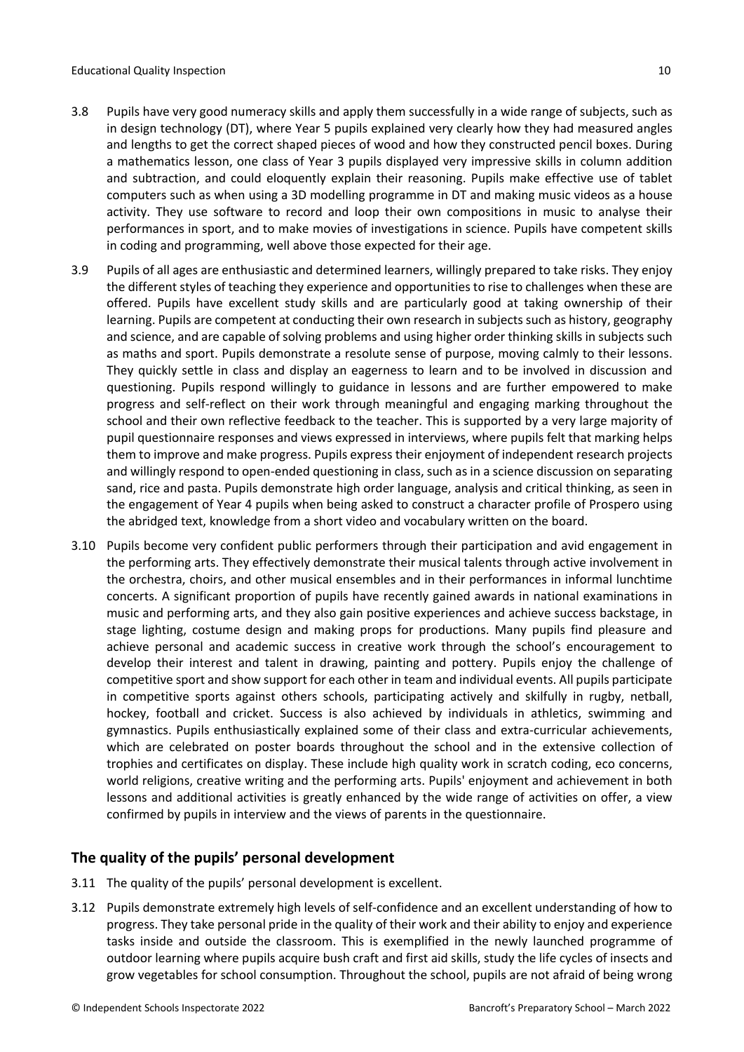3.8 Pupils have very good numeracy skills and apply them successfully in a wide range of subjects, such as in design technology (DT), where Year 5 pupils explained very clearly how they had measured angles and lengths to get the correct shaped pieces of wood and how they constructed pencil boxes. During a mathematics lesson, one class of Year 3 pupils displayed very impressive skills in column addition and subtraction, and could eloquently explain their reasoning. Pupils make effective use of tablet computers such as when using a 3D modelling programme in DT and making music videos as a house activity. They use software to record and loop their own compositions in music to analyse their performances in sport, and to make movies of investigations in science. Pupils have competent skills in coding and programming, well above those expected for their age.

3.9 Pupils of all ages are enthusiastic and determined learners, willingly prepared to take risks. They enjoy the different styles of teaching they experience and opportunities to rise to challenges when these are offered. Pupils have excellent study skills and are particularly good at taking ownership of their learning. Pupils are competent at conducting their own research in subjects such as history, geography and science, and are capable of solving problems and using higher order thinking skills in subjects such as maths and sport. Pupils demonstrate a resolute sense of purpose, moving calmly to their lessons. They quickly settle in class and display an eagerness to learn and to be involved in discussion and questioning. Pupils respond willingly to guidance in lessons and are further empowered to make progress and self-reflect on their work through meaningful and engaging marking throughout the school and their own reflective feedback to the teacher. This is supported by a very large majority of pupil questionnaire responses and views expressed in interviews, where pupils felt that marking helps them to improve and make progress. Pupils express their enjoyment of independent research projects and willingly respond to open-ended questioning in class, such as in a science discussion on separating sand, rice and pasta. Pupils demonstrate high order language, analysis and critical thinking, as seen in the engagement of Year 4 pupils when being asked to construct a character profile of Prospero using the abridged text, knowledge from a short video and vocabulary written on the board.

3.10 Pupils become very confident public performers through their participation and avid engagement in the performing arts. They effectively demonstrate their musical talents through active involvement in the orchestra, choirs, and other musical ensembles and in their performances in informal lunchtime concerts. A significant proportion of pupils have recently gained awards in national examinations in music and performing arts, and they also gain positive experiences and achieve success backstage, in stage lighting, costume design and making props for productions. Many pupils find pleasure and achieve personal and academic success in creative work through the school's encouragement to develop their interest and talent in drawing, painting and pottery. Pupils enjoy the challenge of competitive sport and show support for each other in team and individual events. All pupils participate in competitive sports against others schools, participating actively and skilfully in rugby, netball, hockey, football and cricket. Success is also achieved by individuals in athletics, swimming and gymnastics. Pupils enthusiastically explained some of their class and extra-curricular achievements, which are celebrated on poster boards throughout the school and in the extensive collection of trophies and certificates on display. These include high quality work in scratch coding, eco concerns, world religions, creative writing and the performing arts. Pupils' enjoyment and achievement in both lessons and additional activities is greatly enhanced by the wide range of activities on offer, a view confirmed by pupils in interview and the views of parents in the questionnaire.

## The quality of the pupils' personal development

3.11 The quality of the pupils' personal development is excellent.

3.12 Pupils demonstrate extremely high levels of self-confidence and an excellent understanding of how to progress. They take personal pride in the quality of their work and their ability to enjoy and experience tasks inside and outside the classroom. This is exemplified in the newly launched programme of outdoor learning where pupils acquire bush craft and first aid skills, study the life cycles of insects and grow vegetables for school consumption. Throughout the school, pupils are not afraid of being wrong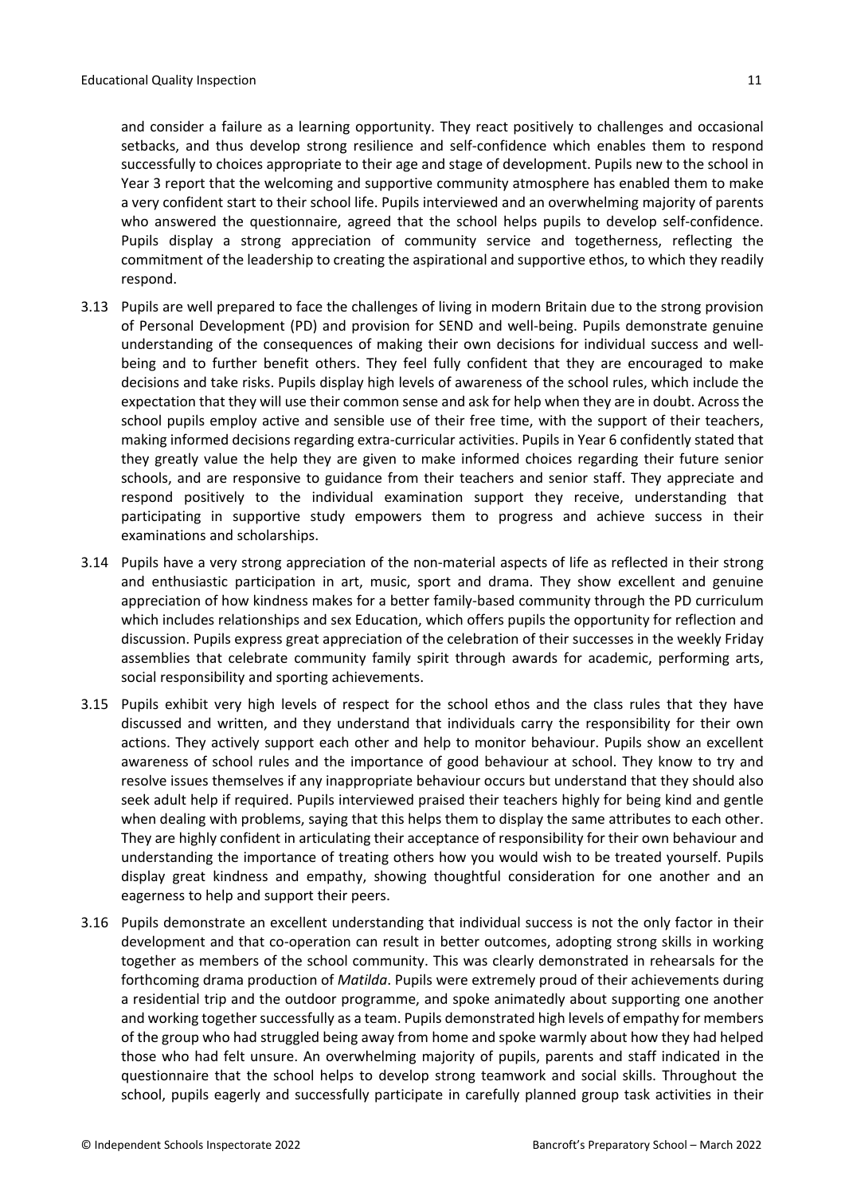and consider a failure as a learning opportunity. They react positively to challenges and occasional setbacks, and thus develop strong resilience and self-confidence which enables them to respond successfully to choices appropriate to their age and stage of development. Pupils new to the school in Year 3 report that the welcoming and supportive community atmosphere has enabled them to make a very confident start to their school life. Pupils interviewed and an overwhelming majority of parents who answered the questionnaire, agreed that the school helps pupils to develop self-confidence. Pupils display a strong appreciation of community service and togetherness, reflecting the commitment of the leadership to creating the aspirational and supportive ethos, to which they readily respond.

3.13 Pupils are well prepared to face the challenges of living in modern Britain due to the strong provision of Personal Development (PD) and provision for SEND and well-being. Pupils demonstrate genuine understanding of the consequences of making their own decisions for individual success and well-being and to further benefit others. They feel fully confident that they are encouraged to make decisions and take risks. Pupils display high levels of awareness of the school rules, which include the expectation that they will use their common sense and ask for help when they are in doubt. Across the school pupils employ active and sensible use of their free time, with the support of their teachers, making informed decisions regarding extra-curricular activities. Pupils in Year 6 confidently stated that they greatly value the help they are given to make informed choices regarding their future senior schools, and are responsive to guidance from their teachers and senior staff. They appreciate and respond positively to the individual examination support they receive, understanding that participating in supportive study empowers them to progress and achieve success in their examinations and scholarships.

3.14 Pupils have a very strong appreciation of the non-material aspects of life as reflected in their strong and enthusiastic participation in art, music, sport and drama. They show excellent and genuine appreciation of how kindness makes for a better family-based community through the PD curriculum which includes relationships and sex Education, which offers pupils the opportunity for reflection and discussion. Pupils express great appreciation of the celebration of their successes in the weekly Friday assemblies that celebrate community family spirit through awards for academic, performing arts, social responsibility and sporting achievements.

3.15 Pupils exhibit very high levels of respect for the school ethos and the class rules that they have discussed and written, and they understand that individuals carry the responsibility for their own actions. They actively support each other and help to monitor behaviour. Pupils show an excellent awareness of school rules and the importance of good behaviour at school. They know to try and resolve issues themselves if any inappropriate behaviour occurs but understand that they should also seek adult help if required. Pupils interviewed praised their teachers highly for being kind and gentle when dealing with problems, saying that this helps them to display the same attributes to each other. They are highly confident in articulating their acceptance of responsibility for their own behaviour and understanding the importance of treating others how you would wish to be treated yourself. Pupils display great kindness and empathy, showing thoughtful consideration for one another and an eagerness to help and support their peers.

3.16 Pupils demonstrate an excellent understanding that individual success is not the only factor in their development and that co-operation can result in better outcomes, adopting strong skills in working together as members of the school community. This was clearly demonstrated in rehearsals for the forthcoming drama production of *Matilda*. Pupils were extremely proud of their achievements during a residential trip and the outdoor programme, and spoke animatedly about supporting one another and working together successfully as a team. Pupils demonstrated high levels of empathy for members of the group who had struggled being away from home and spoke warmly about how they had helped those who had felt unsure. An overwhelming majority of pupils, parents and staff indicated in the questionnaire that the school helps to develop strong teamwork and social skills. Throughout the school, pupils eagerly and successfully participate in carefully planned group task activities in their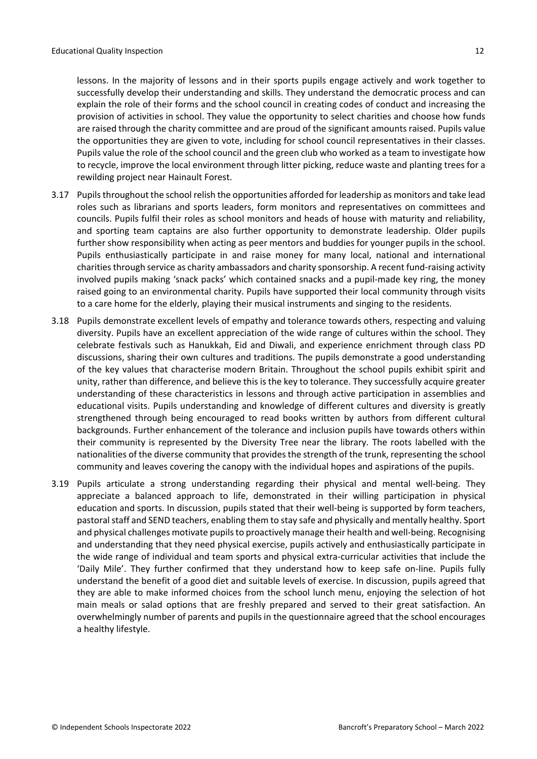lessons. In the majority of lessons and in their sports pupils engage actively and work together to successfully develop their understanding and skills. They understand the democratic process and can explain the role of their forms and the school council in creating codes of conduct and increasing the provision of activities in school. They value the opportunity to select charities and choose how funds are raised through the charity committee and are proud of the significant amounts raised. Pupils value the opportunities they are given to vote, including for school council representatives in their classes. Pupils value the role of the school council and the green club who worked as a team to investigate how to recycle, improve the local environment through litter picking, reduce waste and planting trees for a rewilding project near Hainault Forest.

3.17 Pupils throughout the school relish the opportunities afforded for leadership as monitors and take lead roles such as librarians and sports leaders, form monitors and representatives on committees and councils. Pupils fulfil their roles as school monitors and heads of house with maturity and reliability, and sporting team captains are also further opportunity to demonstrate leadership. Older pupils further show responsibility when acting as peer mentors and buddies for younger pupils in the school. Pupils enthusiastically participate in and raise money for many local, national and international charities through service as charity ambassadors and charity sponsorship. A recent fund-raising activity involved pupils making 'snack packs' which contained snacks and a pupil-made key ring, the money raised going to an environmental charity. Pupils have supported their local community through visits to a care home for the elderly, playing their musical instruments and singing to the residents.

3.18 Pupils demonstrate excellent levels of empathy and tolerance towards others, respecting and valuing diversity. Pupils have an excellent appreciation of the wide range of cultures within the school. They celebrate festivals such as Hanukkah, Eid and Diwali, and experience enrichment through class PD discussions, sharing their own cultures and traditions. The pupils demonstrate a good understanding of the key values that characterise modern Britain. Throughout the school pupils exhibit spirit and unity, rather than difference, and believe this is the key to tolerance. They successfully acquire greater understanding of these characteristics in lessons and through active participation in assemblies and educational visits. Pupils understanding and knowledge of different cultures and diversity is greatly strengthened through being encouraged to read books written by authors from different cultural backgrounds. Further enhancement of the tolerance and inclusion pupils have towards others within their community is represented by the Diversity Tree near the library. The roots labelled with the nationalities of the diverse community that provides the strength of the trunk, representing the school community and leaves covering the canopy with the individual hopes and aspirations of the pupils.

3.19 Pupils articulate a strong understanding regarding their physical and mental well-being. They appreciate a balanced approach to life, demonstrated in their willing participation in physical education and sports. In discussion, pupils stated that their well-being is supported by form teachers, pastoral staff and SEND teachers, enabling them to stay safe and physically and mentally healthy. Sport and physical challenges motivate pupils to proactively manage their health and well-being. Recognising and understanding that they need physical exercise, pupils actively and enthusiastically participate in the wide range of individual and team sports and physical extra-curricular activities that include the 'Daily Mile'. They further confirmed that they understand how to keep safe on-line. Pupils fully understand the benefit of a good diet and suitable levels of exercise. In discussion, pupils agreed that they are able to make informed choices from the school lunch menu, enjoying the selection of hot main meals or salad options that are freshly prepared and served to their great satisfaction. An overwhelmingly number of parents and pupils in the questionnaire agreed that the school encourages a healthy lifestyle.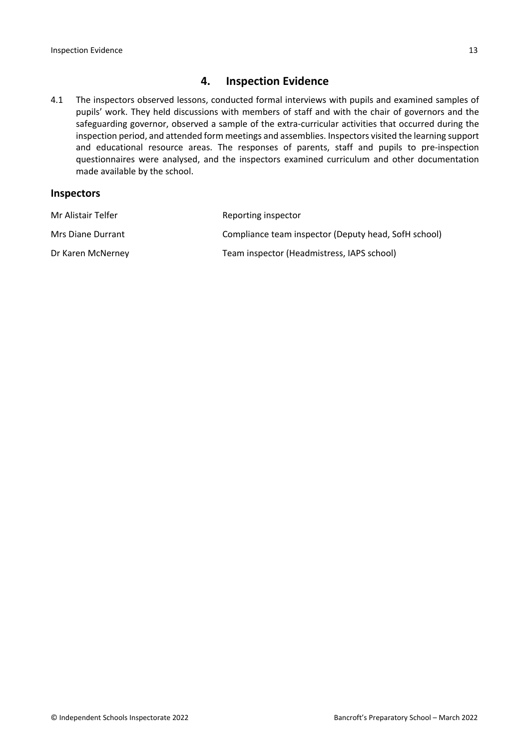## 4. Inspection Evidence

4.1 The inspectors observed lessons, conducted formal interviews with pupils and examined samples of pupils' work. They held discussions with members of staff and with the chair of governors and the safeguarding governor, observed a sample of the extra-curricular activities that occurred during the inspection period, and attended form meetings and assemblies. Inspectors visited the learning support and educational resource areas. The responses of parents, staff and pupils to pre-inspection questionnaires were analysed, and the inspectors examined curriculum and other documentation made available by the school.

### Inspectors

| | |
|---|---|
| Mr Alistair Telfer | Reporting inspector |
| Mrs Diane Durrant | Compliance team inspector (Deputy head, SofH school) |
| Dr Karen McNerney | Team inspector (Headmistress, IAPS school) |